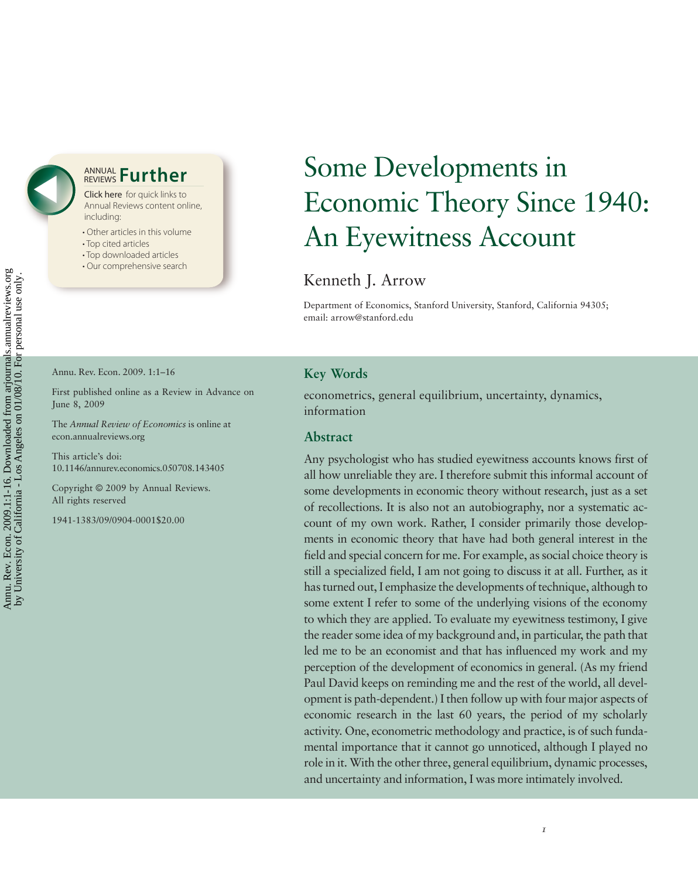# Some Developments in Economic Theory Since 1940: An Eyewitness Account

Kenneth J. Arrow

Department of Economics, Stanford University, Stanford, California 94305; email: arrow@stanford.edu

Annu. Rev. Econ. 2009. 1:1–16

First published online as a Review in Advance on June 8, 2009

The *Annual Review of Economics* is online at econ.annualreviews.org

This article's doi: 10.1146/annurev.economics.050708.143405

Copyright © 2009 by Annual Reviews. All rights reserved

1941-1383/09/0904-0001$20.00

## Key Words

econometrics, general equilibrium, uncertainty, dynamics, information

## Abstract

Any psychologist who has studied eyewitness accounts knows first of all how unreliable they are. I therefore submit this informal account of some developments in economic theory without research, just as a set of recollections. It is also not an autobiography, nor a systematic account of my own work. Rather, I consider primarily those developments in economic theory that have had both general interest in the field and special concern for me. For example, as social choice theory is still a specialized field, I am not going to discuss it at all. Further, as it has turned out, I emphasize the developments of technique, although to some extent I refer to some of the underlying visions of the economy to which they are applied. To evaluate my eyewitness testimony, I give the reader some idea of my background and, in particular, the path that led me to be an economist and that has influenced my work and my perception of the development of economics in general. (As my friend Paul David keeps on reminding me and the rest of the world, all development is path-dependent.) I then follow up with four major aspects of economic research in the last 60 years, the period of my scholarly activity. One, econometric methodology and practice, is of such fundamental importance that it cannot go unnoticed, although I played no role in it. With the other three, general equilibrium, dynamic processes, and uncertainty and information, I was more intimately involved.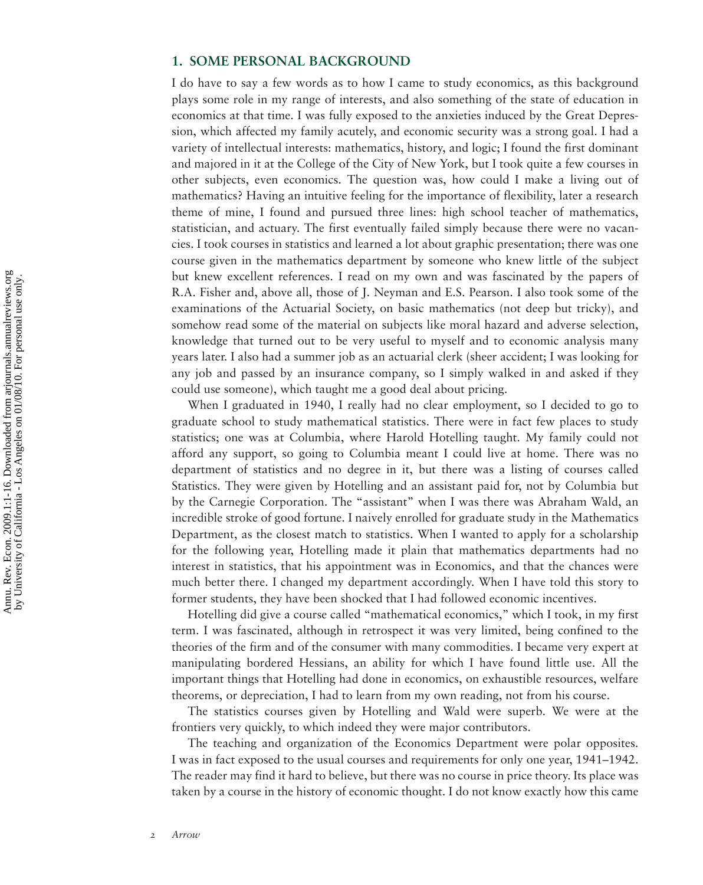## 1. SOME PERSONAL BACKGROUND

I do have to say a few words as to how I came to study economics, as this background plays some role in my range of interests, and also something of the state of education in economics at that time. I was fully exposed to the anxieties induced by the Great Depression, which affected my family acutely, and economic security was a strong goal. I had a variety of intellectual interests: mathematics, history, and logic; I found the first dominant and majored in it at the College of the City of New York, but I took quite a few courses in other subjects, even economics. The question was, how could I make a living out of mathematics? Having an intuitive feeling for the importance of flexibility, later a research theme of mine, I found and pursued three lines: high school teacher of mathematics, statistician, and actuary. The first eventually failed simply because there were no vacancies. I took courses in statistics and learned a lot about graphic presentation; there was one course given in the mathematics department by someone who knew little of the subject but knew excellent references. I read on my own and was fascinated by the papers of R.A. Fisher and, above all, those of J. Neyman and E.S. Pearson. I also took some of the examinations of the Actuarial Society, on basic mathematics (not deep but tricky), and somehow read some of the material on subjects like moral hazard and adverse selection, knowledge that turned out to be very useful to myself and to economic analysis many years later. I also had a summer job as an actuarial clerk (sheer accident; I was looking for any job and passed by an insurance company, so I simply walked in and asked if they could use someone), which taught me a good deal about pricing.

When I graduated in 1940, I really had no clear employment, so I decided to go to graduate school to study mathematical statistics. There were in fact few places to study statistics; one was at Columbia, where Harold Hotelling taught. My family could not afford any support, so going to Columbia meant I could live at home. There was no department of statistics and no degree in it, but there was a listing of courses called Statistics. They were given by Hotelling and an assistant paid for, not by Columbia but by the Carnegie Corporation. The "assistant" when I was there was Abraham Wald, an incredible stroke of good fortune. I naively enrolled for graduate study in the Mathematics Department, as the closest match to statistics. When I wanted to apply for a scholarship for the following year, Hotelling made it plain that mathematics departments had no interest in statistics, that his appointment was in Economics, and that the chances were much better there. I changed my department accordingly. When I have told this story to former students, they have been shocked that I had followed economic incentives.

Hotelling did give a course called "mathematical economics," which I took, in my first term. I was fascinated, although in retrospect it was very limited, being confined to the theories of the firm and of the consumer with many commodities. I became very expert at manipulating bordered Hessians, an ability for which I have found little use. All the important things that Hotelling had done in economics, on exhaustible resources, welfare theorems, or depreciation, I had to learn from my own reading, not from his course.

The statistics courses given by Hotelling and Wald were superb. We were at the frontiers very quickly, to which indeed they were major contributors.

The teaching and organization of the Economics Department were polar opposites. I was in fact exposed to the usual courses and requirements for only one year, 1941–1942. The reader may find it hard to believe, but there was no course in price theory. Its place was taken by a course in the history of economic thought. I do not know exactly how this came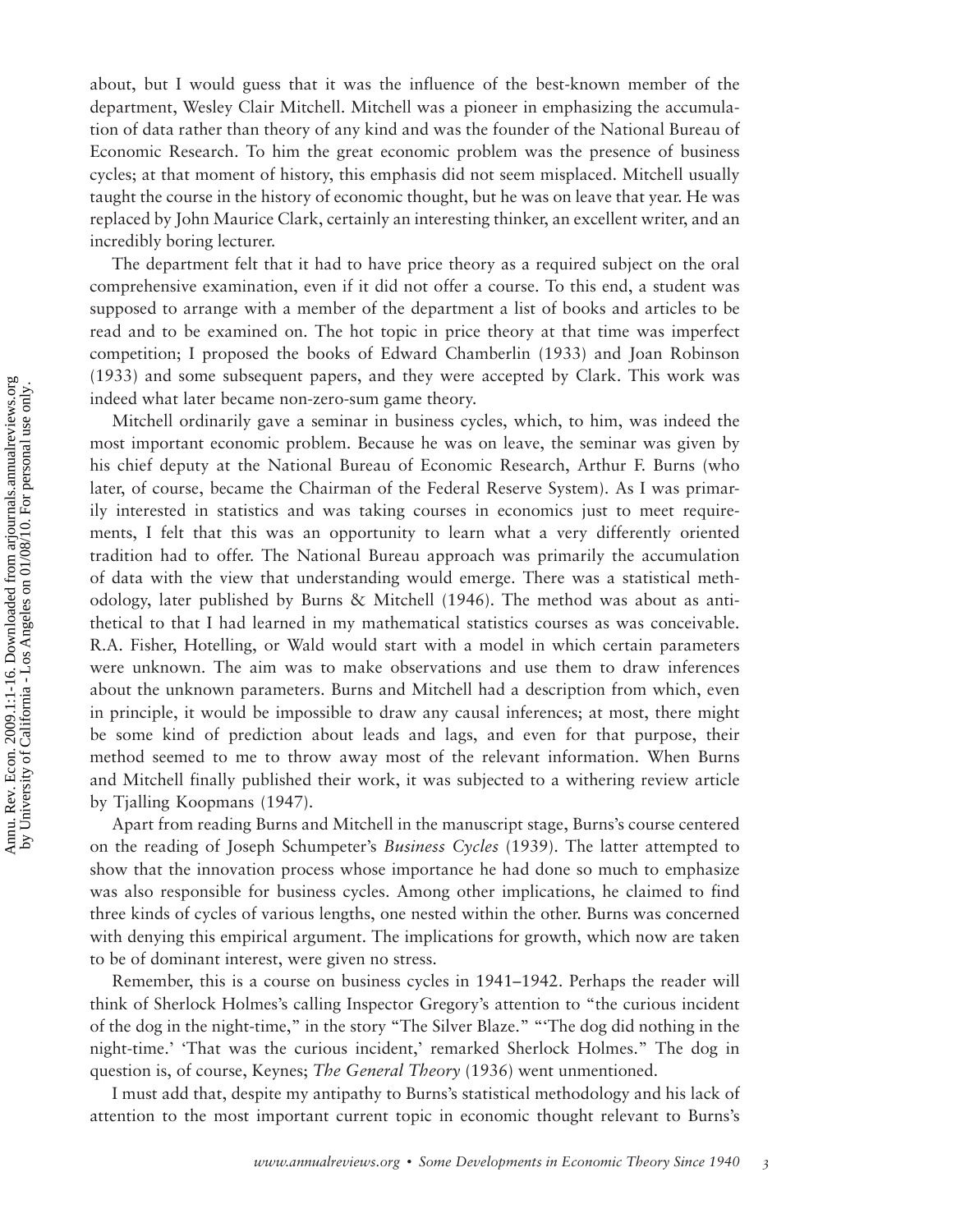about, but I would guess that it was the influence of the best-known member of the department, Wesley Clair Mitchell. Mitchell was a pioneer in emphasizing the accumulation of data rather than theory of any kind and was the founder of the National Bureau of Economic Research. To him the great economic problem was the presence of business cycles; at that moment of history, this emphasis did not seem misplaced. Mitchell usually taught the course in the history of economic thought, but he was on leave that year. He was replaced by John Maurice Clark, certainly an interesting thinker, an excellent writer, and an incredibly boring lecturer.

The department felt that it had to have price theory as a required subject on the oral comprehensive examination, even if it did not offer a course. To this end, a student was supposed to arrange with a member of the department a list of books and articles to be read and to be examined on. The hot topic in price theory at that time was imperfect competition; I proposed the books of Edward Chamberlin (1933) and Joan Robinson (1933) and some subsequent papers, and they were accepted by Clark. This work was indeed what later became non-zero-sum game theory.

Mitchell ordinarily gave a seminar in business cycles, which, to him, was indeed the most important economic problem. Because he was on leave, the seminar was given by his chief deputy at the National Bureau of Economic Research, Arthur F. Burns (who later, of course, became the Chairman of the Federal Reserve System). As I was primarily interested in statistics and was taking courses in economics just to meet requirements, I felt that this was an opportunity to learn what a very differently oriented tradition had to offer. The National Bureau approach was primarily the accumulation of data with the view that understanding would emerge. There was a statistical methodology, later published by Burns & Mitchell (1946). The method was about as antithetical to that I had learned in my mathematical statistics courses as was conceivable. R.A. Fisher, Hotelling, or Wald would start with a model in which certain parameters were unknown. The aim was to make observations and use them to draw inferences about the unknown parameters. Burns and Mitchell had a description from which, even in principle, it would be impossible to draw any causal inferences; at most, there might be some kind of prediction about leads and lags, and even for that purpose, their method seemed to me to throw away most of the relevant information. When Burns and Mitchell finally published their work, it was subjected to a withering review article by Tjalling Koopmans (1947).

Apart from reading Burns and Mitchell in the manuscript stage, Burns's course centered on the reading of Joseph Schumpeter's *Business Cycles* (1939). The latter attempted to show that the innovation process whose importance he had done so much to emphasize was also responsible for business cycles. Among other implications, he claimed to find three kinds of cycles of various lengths, one nested within the other. Burns was concerned with denying this empirical argument. The implications for growth, which now are taken to be of dominant interest, were given no stress.

Remember, this is a course on business cycles in 1941–1942. Perhaps the reader will think of Sherlock Holmes's calling Inspector Gregory's attention to "the curious incident of the dog in the night-time," in the story "The Silver Blaze." "'The dog did nothing in the night-time.' 'That was the curious incident,' remarked Sherlock Holmes." The dog in question is, of course, Keynes; *The General Theory* (1936) went unmentioned.

I must add that, despite my antipathy to Burns's statistical methodology and his lack of attention to the most important current topic in economic thought relevant to Burns's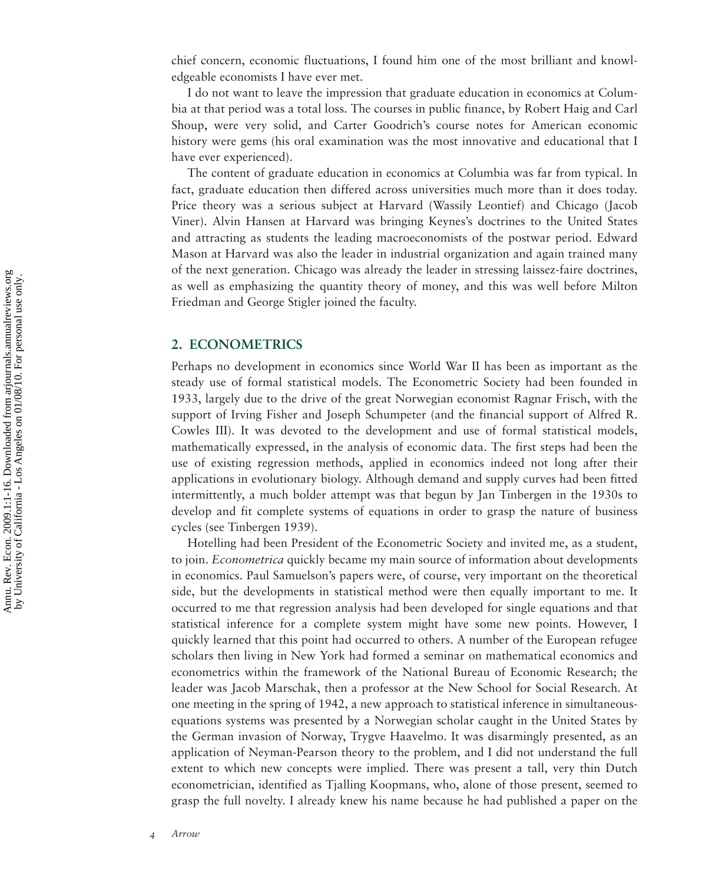chief concern, economic fluctuations, I found him one of the most brilliant and knowledgeable economists I have ever met.

I do not want to leave the impression that graduate education in economics at Columbia at that period was a total loss. The courses in public finance, by Robert Haig and Carl Shoup, were very solid, and Carter Goodrich's course notes for American economic history were gems (his oral examination was the most innovative and educational that I have ever experienced).

The content of graduate education in economics at Columbia was far from typical. In fact, graduate education then differed across universities much more than it does today. Price theory was a serious subject at Harvard (Wassily Leontief) and Chicago (Jacob Viner). Alvin Hansen at Harvard was bringing Keynes's doctrines to the United States and attracting as students the leading macroeconomists of the postwar period. Edward Mason at Harvard was also the leader in industrial organization and again trained many of the next generation. Chicago was already the leader in stressing laissez-faire doctrines, as well as emphasizing the quantity theory of money, and this was well before Milton Friedman and George Stigler joined the faculty.

## 2. ECONOMETRICS

Perhaps no development in economics since World War II has been as important as the steady use of formal statistical models. The Econometric Society had been founded in 1933, largely due to the drive of the great Norwegian economist Ragnar Frisch, with the support of Irving Fisher and Joseph Schumpeter (and the financial support of Alfred R. Cowles III). It was devoted to the development and use of formal statistical models, mathematically expressed, in the analysis of economic data. The first steps had been the use of existing regression methods, applied in economics indeed not long after their applications in evolutionary biology. Although demand and supply curves had been fitted intermittently, a much bolder attempt was that begun by Jan Tinbergen in the 1930s to develop and fit complete systems of equations in order to grasp the nature of business cycles (see Tinbergen 1939).

Hotelling had been President of the Econometric Society and invited me, as a student, to join. *Econometrica* quickly became my main source of information about developments in economics. Paul Samuelson's papers were, of course, very important on the theoretical side, but the developments in statistical method were then equally important to me. It occurred to me that regression analysis had been developed for single equations and that statistical inference for a complete system might have some new points. However, I quickly learned that this point had occurred to others. A number of the European refugee scholars then living in New York had formed a seminar on mathematical economics and econometrics within the framework of the National Bureau of Economic Research; the leader was Jacob Marschak, then a professor at the New School for Social Research. At one meeting in the spring of 1942, a new approach to statistical inference in simultaneous-equations systems was presented by a Norwegian scholar caught in the United States by the German invasion of Norway, Trygve Haavelmo. It was disarmingly presented, as an application of Neyman-Pearson theory to the problem, and I did not understand the full extent to which new concepts were implied. There was present a tall, very thin Dutch econometrician, identified as Tjalling Koopmans, who, alone of those present, seemed to grasp the full novelty. I already knew his name because he had published a paper on the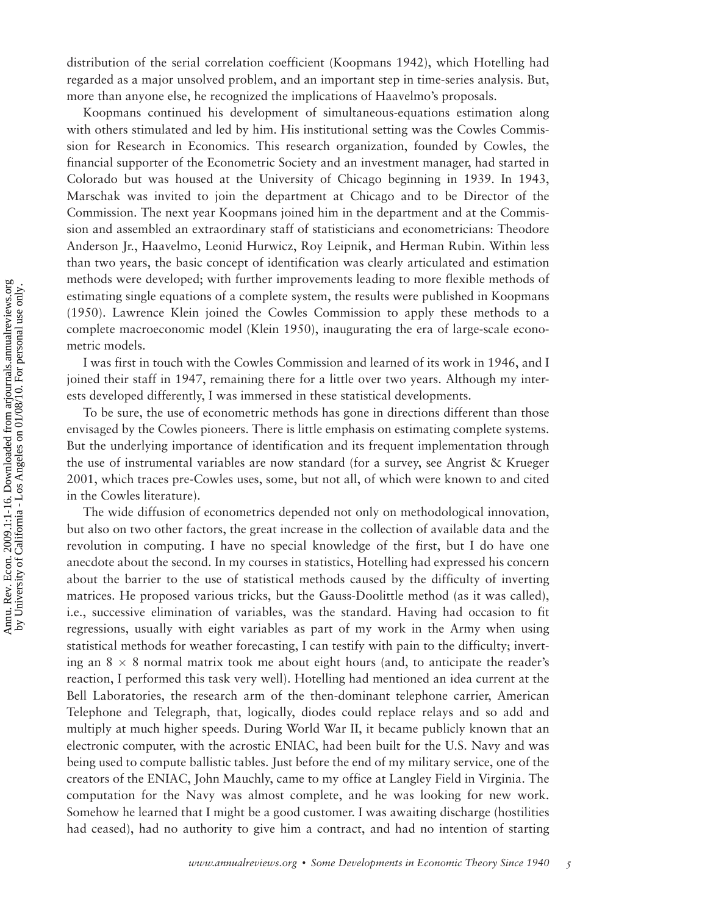distribution of the serial correlation coefficient (Koopmans 1942), which Hotelling had regarded as a major unsolved problem, and an important step in time-series analysis. But, more than anyone else, he recognized the implications of Haavelmo's proposals.

Koopmans continued his development of simultaneous-equations estimation along with others stimulated and led by him. His institutional setting was the Cowles Commission for Research in Economics. This research organization, founded by Cowles, the financial supporter of the Econometric Society and an investment manager, had started in Colorado but was housed at the University of Chicago beginning in 1939. In 1943, Marschak was invited to join the department at Chicago and to be Director of the Commission. The next year Koopmans joined him in the department and at the Commission and assembled an extraordinary staff of statisticians and econometricians: Theodore Anderson Jr., Haavelmo, Leonid Hurwicz, Roy Leipnik, and Herman Rubin. Within less than two years, the basic concept of identification was clearly articulated and estimation methods were developed; with further improvements leading to more flexible methods of estimating single equations of a complete system, the results were published in Koopmans (1950). Lawrence Klein joined the Cowles Commission to apply these methods to a complete macroeconomic model (Klein 1950), inaugurating the era of large-scale econometric models.

I was first in touch with the Cowles Commission and learned of its work in 1946, and I joined their staff in 1947, remaining there for a little over two years. Although my interests developed differently, I was immersed in these statistical developments.

To be sure, the use of econometric methods has gone in directions different than those envisaged by the Cowles pioneers. There is little emphasis on estimating complete systems. But the underlying importance of identification and its frequent implementation through the use of instrumental variables are now standard (for a survey, see Angrist & Krueger 2001, which traces pre-Cowles uses, some, but not all, of which were known to and cited in the Cowles literature).

The wide diffusion of econometrics depended not only on methodological innovation, but also on two other factors, the great increase in the collection of available data and the revolution in computing. I have no special knowledge of the first, but I do have one anecdote about the second. In my courses in statistics, Hotelling had expressed his concern about the barrier to the use of statistical methods caused by the difficulty of inverting matrices. He proposed various tricks, but the Gauss-Doolittle method (as it was called), i.e., successive elimination of variables, was the standard. Having had occasion to fit regressions, usually with eight variables as part of my work in the Army when using statistical methods for weather forecasting, I can testify with pain to the difficulty; inverting an $8 \times 8$ normal matrix took me about eight hours (and, to anticipate the reader's reaction, I performed this task very well). Hotelling had mentioned an idea current at the Bell Laboratories, the research arm of the then-dominant telephone carrier, American Telephone and Telegraph, that, logically, diodes could replace relays and so add and multiply at much higher speeds. During World War II, it became publicly known that an electronic computer, with the acrostic ENIAC, had been built for the U.S. Navy and was being used to compute ballistic tables. Just before the end of my military service, one of the creators of the ENIAC, John Mauchly, came to my office at Langley Field in Virginia. The computation for the Navy was almost complete, and he was looking for new work. Somehow he learned that I might be a good customer. I was awaiting discharge (hostilities had ceased), had no authority to give him a contract, and had no intention of starting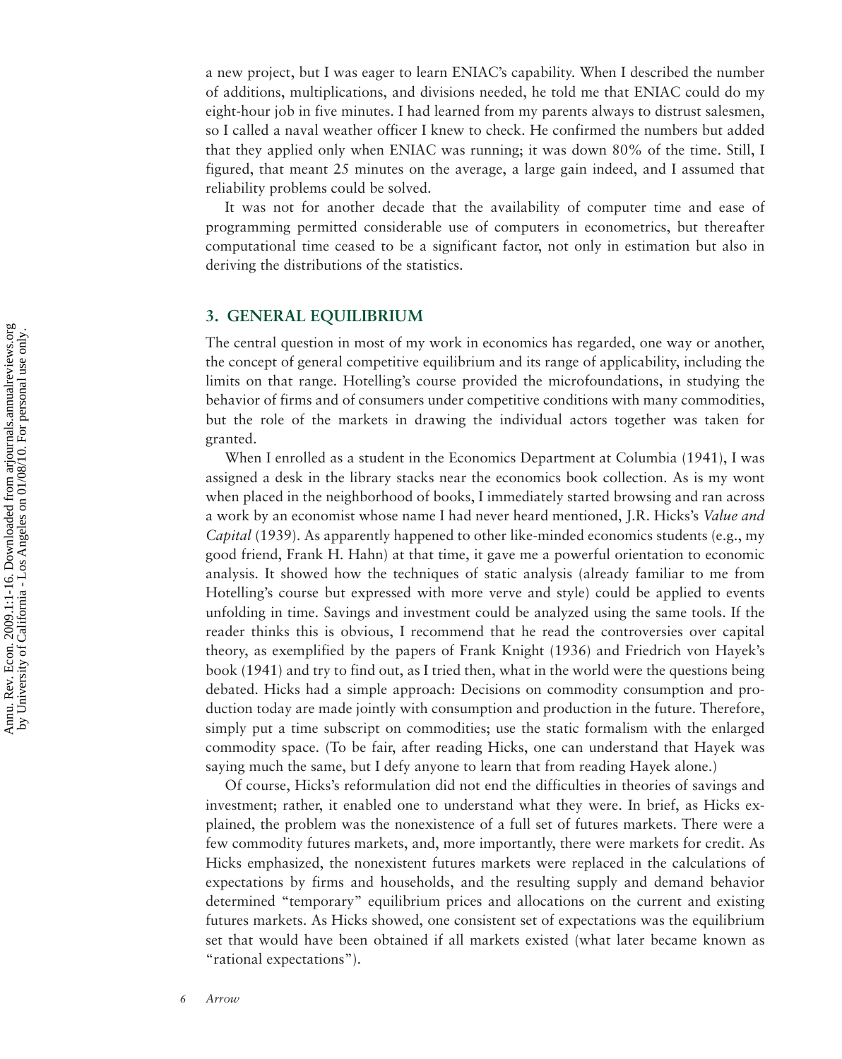a new project, but I was eager to learn ENIAC's capability. When I described the number of additions, multiplications, and divisions needed, he told me that ENIAC could do my eight-hour job in five minutes. I had learned from my parents always to distrust salesmen, so I called a naval weather officer I knew to check. He confirmed the numbers but added that they applied only when ENIAC was running; it was down 80% of the time. Still, I figured, that meant 25 minutes on the average, a large gain indeed, and I assumed that reliability problems could be solved.

It was not for another decade that the availability of computer time and ease of programming permitted considerable use of computers in econometrics, but thereafter computational time ceased to be a significant factor, not only in estimation but also in deriving the distributions of the statistics.

## 3. GENERAL EQUILIBRIUM

The central question in most of my work in economics has regarded, one way or another, the concept of general competitive equilibrium and its range of applicability, including the limits on that range. Hotelling's course provided the microfoundations, in studying the behavior of firms and of consumers under competitive conditions with many commodities, but the role of the markets in drawing the individual actors together was taken for granted.

When I enrolled as a student in the Economics Department at Columbia (1941), I was assigned a desk in the library stacks near the economics book collection. As is my wont when placed in the neighborhood of books, I immediately started browsing and ran across a work by an economist whose name I had never heard mentioned, J.R. Hicks's *Value and Capital* (1939). As apparently happened to other like-minded economics students (e.g., my good friend, Frank H. Hahn) at that time, it gave me a powerful orientation to economic analysis. It showed how the techniques of static analysis (already familiar to me from Hotelling's course but expressed with more verve and style) could be applied to events unfolding in time. Savings and investment could be analyzed using the same tools. If the reader thinks this is obvious, I recommend that he read the controversies over capital theory, as exemplified by the papers of Frank Knight (1936) and Friedrich von Hayek's book (1941) and try to find out, as I tried then, what in the world were the questions being debated. Hicks had a simple approach: Decisions on commodity consumption and production today are made jointly with consumption and production in the future. Therefore, simply put a time subscript on commodities; use the static formalism with the enlarged commodity space. (To be fair, after reading Hicks, one can understand that Hayek was saying much the same, but I defy anyone to learn that from reading Hayek alone.)

Of course, Hicks's reformulation did not end the difficulties in theories of savings and investment; rather, it enabled one to understand what they were. In brief, as Hicks explained, the problem was the nonexistence of a full set of futures markets. There were a few commodity futures markets, and, more importantly, there were markets for credit. As Hicks emphasized, the nonexistent futures markets were replaced in the calculations of expectations by firms and households, and the resulting supply and demand behavior determined "temporary" equilibrium prices and allocations on the current and existing futures markets. As Hicks showed, one consistent set of expectations was the equilibrium set that would have been obtained if all markets existed (what later became known as "rational expectations").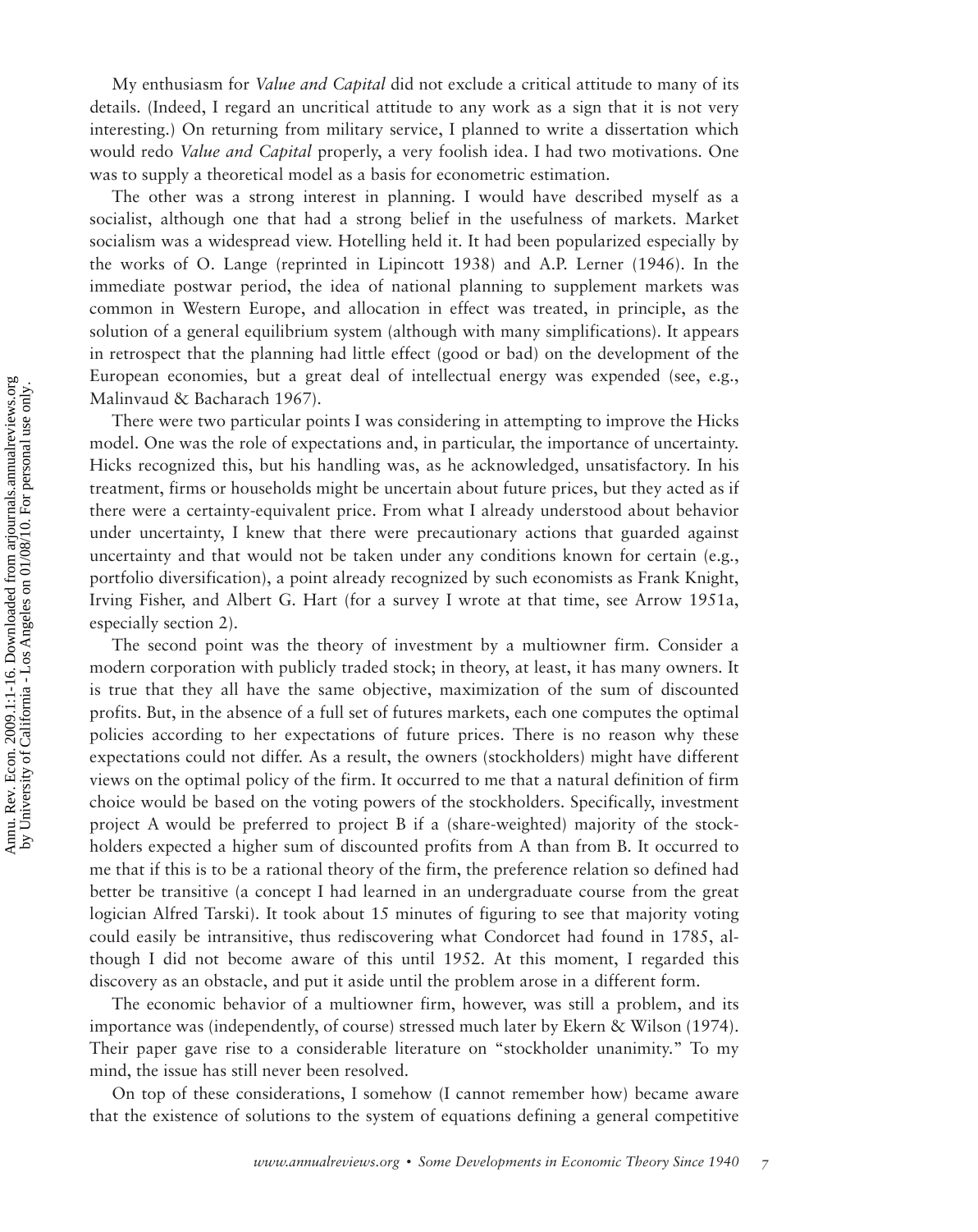My enthusiasm for *Value and Capital* did not exclude a critical attitude to many of its details. (Indeed, I regard an uncritical attitude to any work as a sign that it is not very interesting.) On returning from military service, I planned to write a dissertation which would redo *Value and Capital* properly, a very foolish idea. I had two motivations. One was to supply a theoretical model as a basis for econometric estimation.

The other was a strong interest in planning. I would have described myself as a socialist, although one that had a strong belief in the usefulness of markets. Market socialism was a widespread view. Hotelling held it. It had been popularized especially by the works of O. Lange (reprinted in Lipincott 1938) and A.P. Lerner (1946). In the immediate postwar period, the idea of national planning to supplement markets was common in Western Europe, and allocation in effect was treated, in principle, as the solution of a general equilibrium system (although with many simplifications). It appears in retrospect that the planning had little effect (good or bad) on the development of the European economies, but a great deal of intellectual energy was expended (see, e.g., Malinvaud & Bacharach 1967).

There were two particular points I was considering in attempting to improve the Hicks model. One was the role of expectations and, in particular, the importance of uncertainty. Hicks recognized this, but his handling was, as he acknowledged, unsatisfactory. In his treatment, firms or households might be uncertain about future prices, but they acted as if there were a certainty-equivalent price. From what I already understood about behavior under uncertainty, I knew that there were precautionary actions that guarded against uncertainty and that would not be taken under any conditions known for certain (e.g., portfolio diversification), a point already recognized by such economists as Frank Knight, Irving Fisher, and Albert G. Hart (for a survey I wrote at that time, see Arrow 1951a, especially section 2).

The second point was the theory of investment by a multiowner firm. Consider a modern corporation with publicly traded stock; in theory, at least, it has many owners. It is true that they all have the same objective, maximization of the sum of discounted profits. But, in the absence of a full set of futures markets, each one computes the optimal policies according to her expectations of future prices. There is no reason why these expectations could not differ. As a result, the owners (stockholders) might have different views on the optimal policy of the firm. It occurred to me that a natural definition of firm choice would be based on the voting powers of the stockholders. Specifically, investment project A would be preferred to project B if a (share-weighted) majority of the stockholders expected a higher sum of discounted profits from A than from B. It occurred to me that if this is to be a rational theory of the firm, the preference relation so defined had better be transitive (a concept I had learned in an undergraduate course from the great logician Alfred Tarski). It took about 15 minutes of figuring to see that majority voting could easily be intransitive, thus rediscovering what Condorcet had found in 1785, although I did not become aware of this until 1952. At this moment, I regarded this discovery as an obstacle, and put it aside until the problem arose in a different form.

The economic behavior of a multiowner firm, however, was still a problem, and its importance was (independently, of course) stressed much later by Ekern & Wilson (1974). Their paper gave rise to a considerable literature on "stockholder unanimity." To my mind, the issue has still never been resolved.

On top of these considerations, I somehow (I cannot remember how) became aware that the existence of solutions to the system of equations defining a general competitive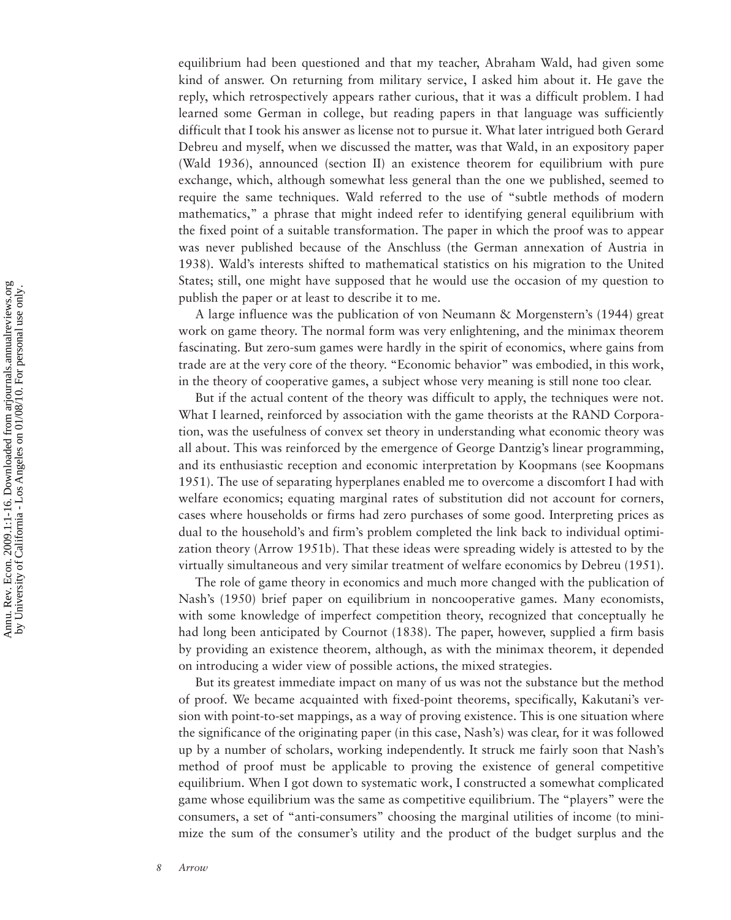equilibrium had been questioned and that my teacher, Abraham Wald, had given some kind of answer. On returning from military service, I asked him about it. He gave the reply, which retrospectively appears rather curious, that it was a difficult problem. I had learned some German in college, but reading papers in that language was sufficiently difficult that I took his answer as license not to pursue it. What later intrigued both Gerard Debreu and myself, when we discussed the matter, was that Wald, in an expository paper (Wald 1936), announced (section II) an existence theorem for equilibrium with pure exchange, which, although somewhat less general than the one we published, seemed to require the same techniques. Wald referred to the use of "subtle methods of modern mathematics," a phrase that might indeed refer to identifying general equilibrium with the fixed point of a suitable transformation. The paper in which the proof was to appear was never published because of the Anschluss (the German annexation of Austria in 1938). Wald's interests shifted to mathematical statistics on his migration to the United States; still, one might have supposed that he would use the occasion of my question to publish the paper or at least to describe it to me.

A large influence was the publication of von Neumann & Morgenstern's (1944) great work on game theory. The normal form was very enlightening, and the minimax theorem fascinating. But zero-sum games were hardly in the spirit of economics, where gains from trade are at the very core of the theory. "Economic behavior" was embodied, in this work, in the theory of cooperative games, a subject whose very meaning is still none too clear.

But if the actual content of the theory was difficult to apply, the techniques were not. What I learned, reinforced by association with the game theorists at the RAND Corporation, was the usefulness of convex set theory in understanding what economic theory was all about. This was reinforced by the emergence of George Dantzig's linear programming, and its enthusiastic reception and economic interpretation by Koopmans (see Koopmans 1951). The use of separating hyperplanes enabled me to overcome a discomfort I had with welfare economics; equating marginal rates of substitution did not account for corners, cases where households or firms had zero purchases of some good. Interpreting prices as dual to the household's and firm's problem completed the link back to individual optimization theory (Arrow 1951b). That these ideas were spreading widely is attested to by the virtually simultaneous and very similar treatment of welfare economics by Debreu (1951).

The role of game theory in economics and much more changed with the publication of Nash's (1950) brief paper on equilibrium in noncooperative games. Many economists, with some knowledge of imperfect competition theory, recognized that conceptually he had long been anticipated by Cournot (1838). The paper, however, supplied a firm basis by providing an existence theorem, although, as with the minimax theorem, it depended on introducing a wider view of possible actions, the mixed strategies.

But its greatest immediate impact on many of us was not the substance but the method of proof. We became acquainted with fixed-point theorems, specifically, Kakutani's version with point-to-set mappings, as a way of proving existence. This is one situation where the significance of the originating paper (in this case, Nash's) was clear, for it was followed up by a number of scholars, working independently. It struck me fairly soon that Nash's method of proof must be applicable to proving the existence of general competitive equilibrium. When I got down to systematic work, I constructed a somewhat complicated game whose equilibrium was the same as competitive equilibrium. The "players" were the consumers, a set of "anti-consumers" choosing the marginal utilities of income (to minimize the sum of the consumer's utility and the product of the budget surplus and the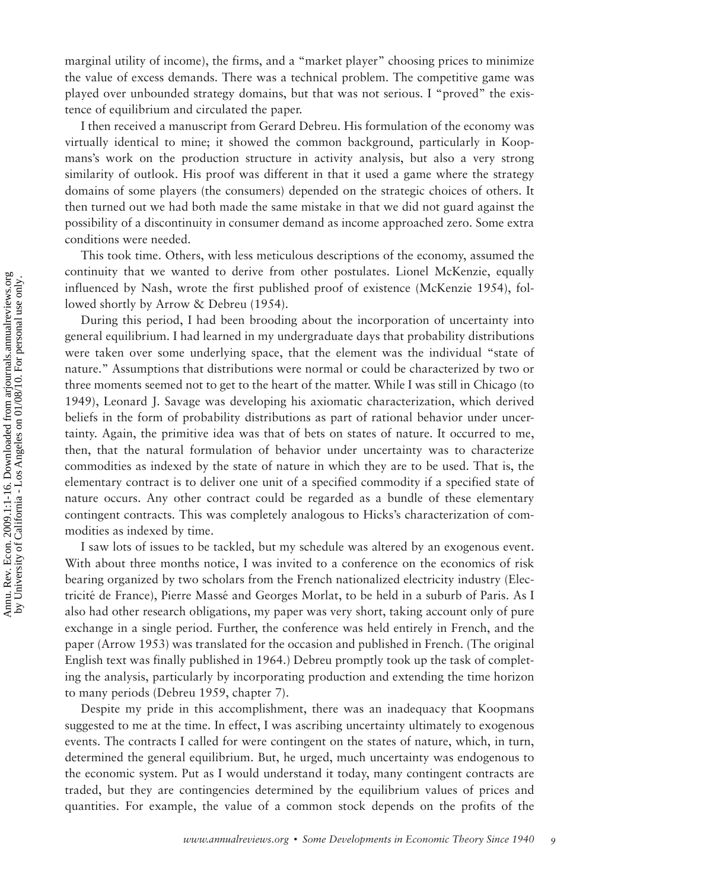marginal utility of income), the firms, and a "market player" choosing prices to minimize the value of excess demands. There was a technical problem. The competitive game was played over unbounded strategy domains, but that was not serious. I "proved" the existence of equilibrium and circulated the paper.

I then received a manuscript from Gerard Debreu. His formulation of the economy was virtually identical to mine; it showed the common background, particularly in Koopmans's work on the production structure in activity analysis, but also a very strong similarity of outlook. His proof was different in that it used a game where the strategy domains of some players (the consumers) depended on the strategic choices of others. It then turned out we had both made the same mistake in that we did not guard against the possibility of a discontinuity in consumer demand as income approached zero. Some extra conditions were needed.

This took time. Others, with less meticulous descriptions of the economy, assumed the continuity that we wanted to derive from other postulates. Lionel McKenzie, equally influenced by Nash, wrote the first published proof of existence (McKenzie 1954), followed shortly by Arrow & Debreu (1954).

During this period, I had been brooding about the incorporation of uncertainty into general equilibrium. I had learned in my undergraduate days that probability distributions were taken over some underlying space, that the element was the individual "state of nature." Assumptions that distributions were normal or could be characterized by two or three moments seemed not to get to the heart of the matter. While I was still in Chicago (to 1949), Leonard J. Savage was developing his axiomatic characterization, which derived beliefs in the form of probability distributions as part of rational behavior under uncertainty. Again, the primitive idea was that of bets on states of nature. It occurred to me, then, that the natural formulation of behavior under uncertainty was to characterize commodities as indexed by the state of nature in which they are to be used. That is, the elementary contract is to deliver one unit of a specified commodity if a specified state of nature occurs. Any other contract could be regarded as a bundle of these elementary contingent contracts. This was completely analogous to Hicks's characterization of commodities as indexed by time.

I saw lots of issues to be tackled, but my schedule was altered by an exogenous event. With about three months notice, I was invited to a conference on the economics of risk bearing organized by two scholars from the French nationalized electricity industry (Electricité de France), Pierre Massé and Georges Morlat, to be held in a suburb of Paris. As I also had other research obligations, my paper was very short, taking account only of pure exchange in a single period. Further, the conference was held entirely in French, and the paper (Arrow 1953) was translated for the occasion and published in French. (The original English text was finally published in 1964.) Debreu promptly took up the task of completing the analysis, particularly by incorporating production and extending the time horizon to many periods (Debreu 1959, chapter 7).

Despite my pride in this accomplishment, there was an inadequacy that Koopmans suggested to me at the time. In effect, I was ascribing uncertainty ultimately to exogenous events. The contracts I called for were contingent on the states of nature, which, in turn, determined the general equilibrium. But, he urged, much uncertainty was endogenous to the economic system. Put as I would understand it today, many contingent contracts are traded, but they are contingencies determined by the equilibrium values of prices and quantities. For example, the value of a common stock depends on the profits of the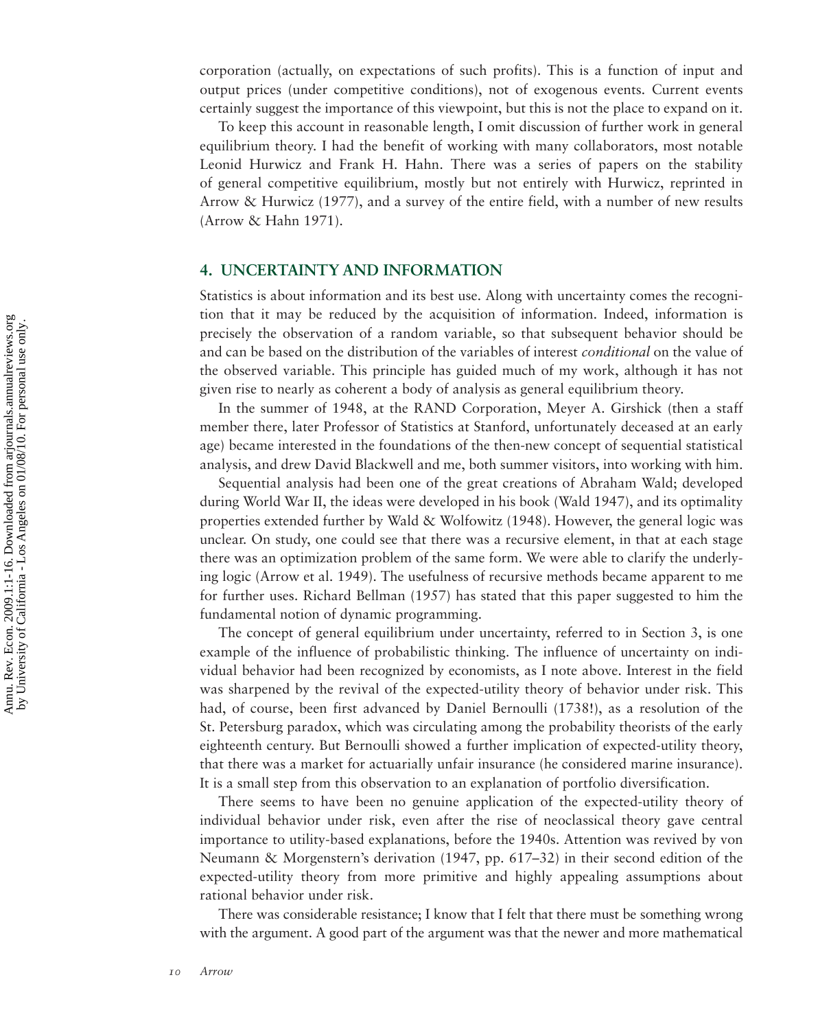corporation (actually, on expectations of such profits). This is a function of input and output prices (under competitive conditions), not of exogenous events. Current events certainly suggest the importance of this viewpoint, but this is not the place to expand on it.

To keep this account in reasonable length, I omit discussion of further work in general equilibrium theory. I had the benefit of working with many collaborators, most notable Leonid Hurwicz and Frank H. Hahn. There was a series of papers on the stability of general competitive equilibrium, mostly but not entirely with Hurwicz, reprinted in Arrow & Hurwicz (1977), and a survey of the entire field, with a number of new results (Arrow & Hahn 1971).

## 4. UNCERTAINTY AND INFORMATION

Statistics is about information and its best use. Along with uncertainty comes the recognition that it may be reduced by the acquisition of information. Indeed, information is precisely the observation of a random variable, so that subsequent behavior should be and can be based on the distribution of the variables of interest *conditional* on the value of the observed variable. This principle has guided much of my work, although it has not given rise to nearly as coherent a body of analysis as general equilibrium theory.

In the summer of 1948, at the RAND Corporation, Meyer A. Girshick (then a staff member there, later Professor of Statistics at Stanford, unfortunately deceased at an early age) became interested in the foundations of the then-new concept of sequential statistical analysis, and drew David Blackwell and me, both summer visitors, into working with him.

Sequential analysis had been one of the great creations of Abraham Wald; developed during World War II, the ideas were developed in his book (Wald 1947), and its optimality properties extended further by Wald & Wolfowitz (1948). However, the general logic was unclear. On study, one could see that there was a recursive element, in that at each stage there was an optimization problem of the same form. We were able to clarify the underlying logic (Arrow et al. 1949). The usefulness of recursive methods became apparent to me for further uses. Richard Bellman (1957) has stated that this paper suggested to him the fundamental notion of dynamic programming.

The concept of general equilibrium under uncertainty, referred to in Section 3, is one example of the influence of probabilistic thinking. The influence of uncertainty on individual behavior had been recognized by economists, as I note above. Interest in the field was sharpened by the revival of the expected-utility theory of behavior under risk. This had, of course, been first advanced by Daniel Bernoulli (1738!), as a resolution of the St. Petersburg paradox, which was circulating among the probability theorists of the early eighteenth century. But Bernoulli showed a further implication of expected-utility theory, that there was a market for actuarially unfair insurance (he considered marine insurance). It is a small step from this observation to an explanation of portfolio diversification.

There seems to have been no genuine application of the expected-utility theory of individual behavior under risk, even after the rise of neoclassical theory gave central importance to utility-based explanations, before the 1940s. Attention was revived by von Neumann & Morgenstern's derivation (1947, pp. 617–32) in their second edition of the expected-utility theory from more primitive and highly appealing assumptions about rational behavior under risk.

There was considerable resistance; I know that I felt that there must be something wrong with the argument. A good part of the argument was that the newer and more mathematical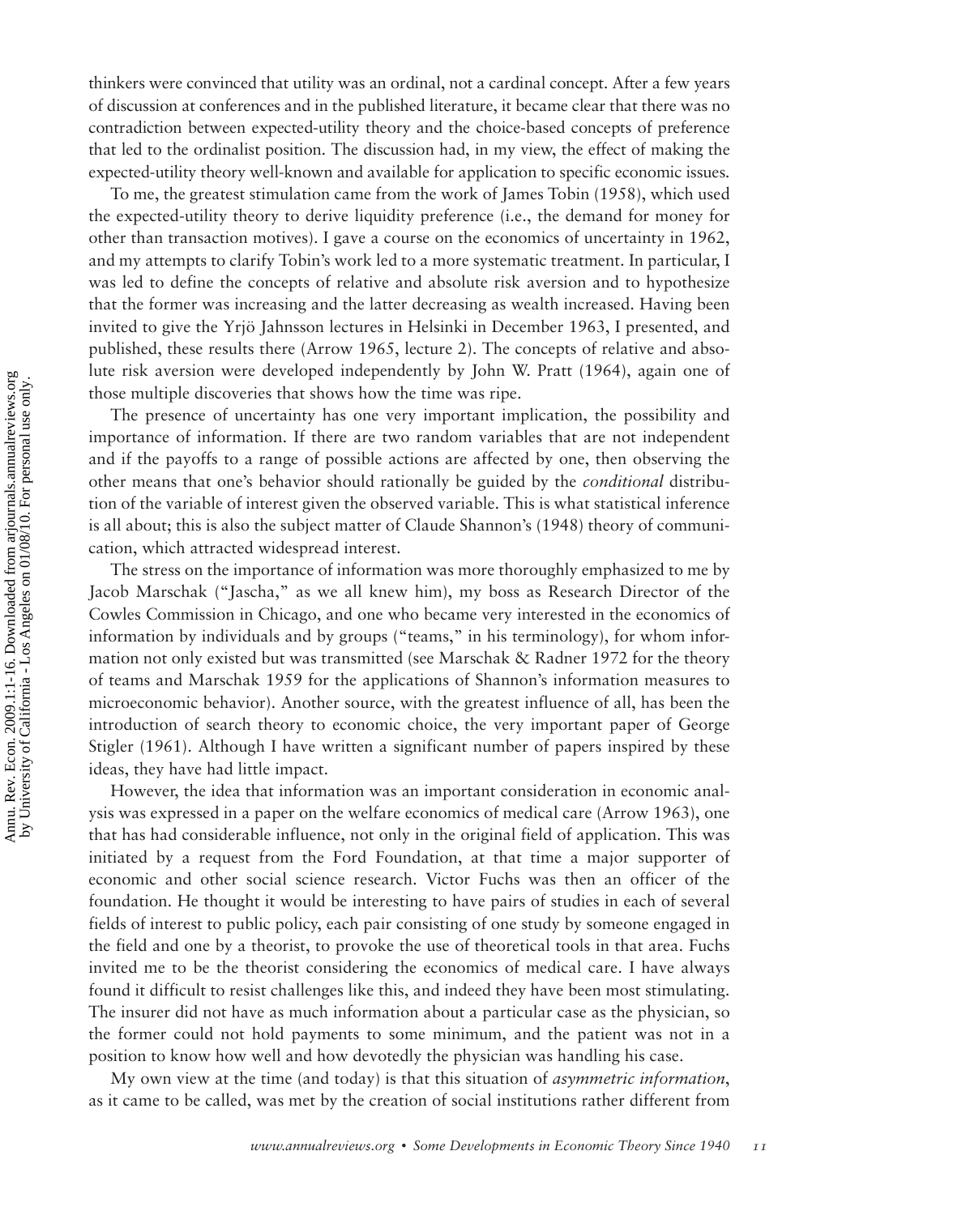thinkers were convinced that utility was an ordinal, not a cardinal concept. After a few years of discussion at conferences and in the published literature, it became clear that there was no contradiction between expected-utility theory and the choice-based concepts of preference that led to the ordinalist position. The discussion had, in my view, the effect of making the expected-utility theory well-known and available for application to specific economic issues.

To me, the greatest stimulation came from the work of James Tobin (1958), which used the expected-utility theory to derive liquidity preference (i.e., the demand for money for other than transaction motives). I gave a course on the economics of uncertainty in 1962, and my attempts to clarify Tobin's work led to a more systematic treatment. In particular, I was led to define the concepts of relative and absolute risk aversion and to hypothesize that the former was increasing and the latter decreasing as wealth increased. Having been invited to give the Yrjö Jahnsson lectures in Helsinki in December 1963, I presented, and published, these results there (Arrow 1965, lecture 2). The concepts of relative and absolute risk aversion were developed independently by John W. Pratt (1964), again one of those multiple discoveries that shows how the time was ripe.

The presence of uncertainty has one very important implication, the possibility and importance of information. If there are two random variables that are not independent and if the payoffs to a range of possible actions are affected by one, then observing the other means that one's behavior should rationally be guided by the *conditional* distribution of the variable of interest given the observed variable. This is what statistical inference is all about; this is also the subject matter of Claude Shannon's (1948) theory of communication, which attracted widespread interest.

The stress on the importance of information was more thoroughly emphasized to me by Jacob Marschak ("Jascha," as we all knew him), my boss as Research Director of the Cowles Commission in Chicago, and one who became very interested in the economics of information by individuals and by groups ("teams," in his terminology), for whom information not only existed but was transmitted (see Marschak & Radner 1972 for the theory of teams and Marschak 1959 for the applications of Shannon's information measures to microeconomic behavior). Another source, with the greatest influence of all, has been the introduction of search theory to economic choice, the very important paper of George Stigler (1961). Although I have written a significant number of papers inspired by these ideas, they have had little impact.

However, the idea that information was an important consideration in economic analysis was expressed in a paper on the welfare economics of medical care (Arrow 1963), one that has had considerable influence, not only in the original field of application. This was initiated by a request from the Ford Foundation, at that time a major supporter of economic and other social science research. Victor Fuchs was then an officer of the foundation. He thought it would be interesting to have pairs of studies in each of several fields of interest to public policy, each pair consisting of one study by someone engaged in the field and one by a theorist, to provoke the use of theoretical tools in that area. Fuchs invited me to be the theorist considering the economics of medical care. I have always found it difficult to resist challenges like this, and indeed they have been most stimulating. The insurer did not have as much information about a particular case as the physician, so the former could not hold payments to some minimum, and the patient was not in a position to know how well and how devotedly the physician was handling his case.

My own view at the time (and today) is that this situation of *asymmetric information*, as it came to be called, was met by the creation of social institutions rather different from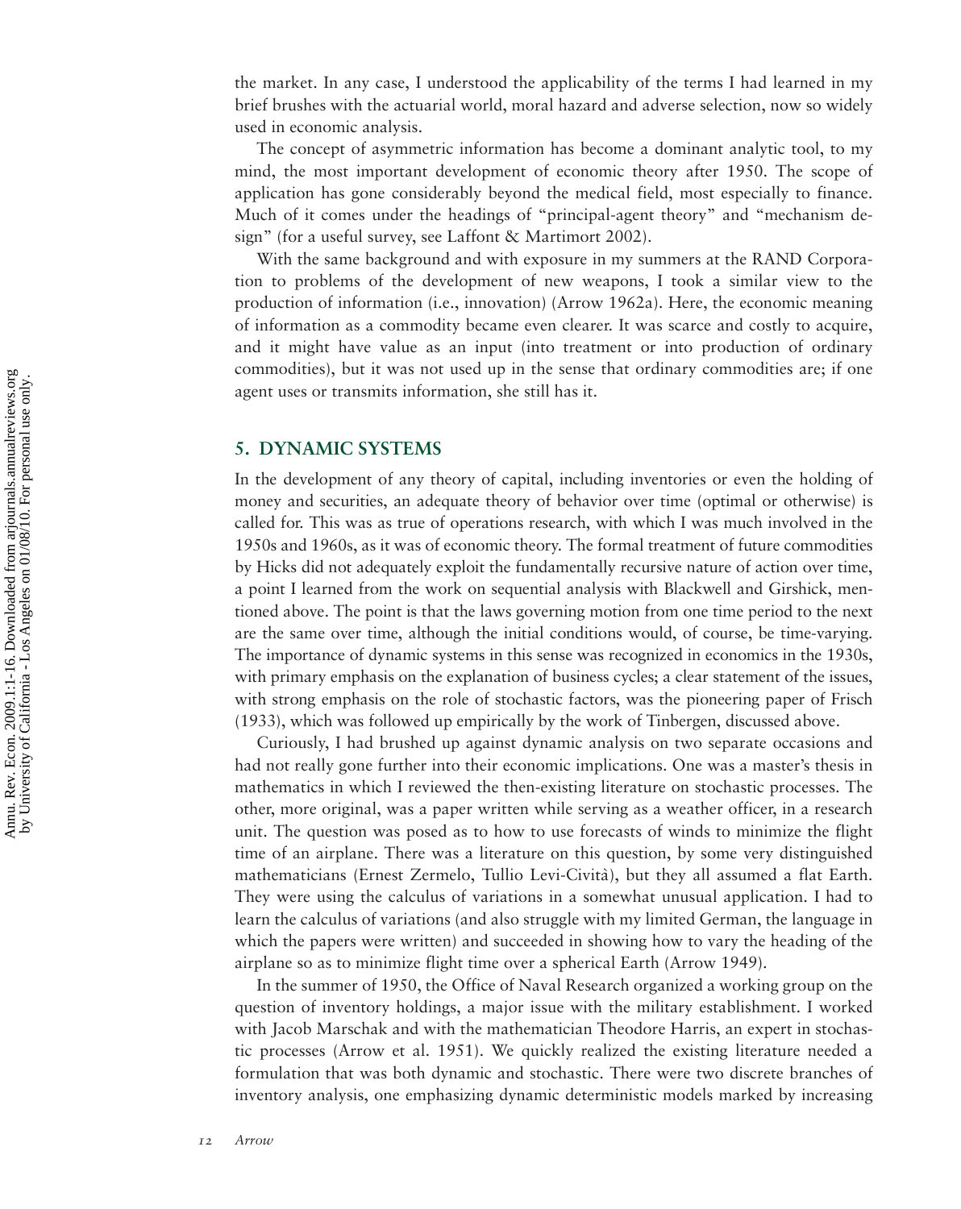the market. In any case, I understood the applicability of the terms I had learned in my brief brushes with the actuarial world, moral hazard and adverse selection, now so widely used in economic analysis.

The concept of asymmetric information has become a dominant analytic tool, to my mind, the most important development of economic theory after 1950. The scope of application has gone considerably beyond the medical field, most especially to finance. Much of it comes under the headings of "principal-agent theory" and "mechanism design" (for a useful survey, see Laffont & Martimort 2002).

With the same background and with exposure in my summers at the RAND Corporation to problems of the development of new weapons, I took a similar view to the production of information (i.e., innovation) (Arrow 1962a). Here, the economic meaning of information as a commodity became even clearer. It was scarce and costly to acquire, and it might have value as an input (into treatment or into production of ordinary commodities), but it was not used up in the sense that ordinary commodities are; if one agent uses or transmits information, she still has it.

## 5. DYNAMIC SYSTEMS

In the development of any theory of capital, including inventories or even the holding of money and securities, an adequate theory of behavior over time (optimal or otherwise) is called for. This was as true of operations research, with which I was much involved in the 1950s and 1960s, as it was of economic theory. The formal treatment of future commodities by Hicks did not adequately exploit the fundamentally recursive nature of action over time, a point I learned from the work on sequential analysis with Blackwell and Girshick, mentioned above. The point is that the laws governing motion from one time period to the next are the same over time, although the initial conditions would, of course, be time-varying. The importance of dynamic systems in this sense was recognized in economics in the 1930s, with primary emphasis on the explanation of business cycles; a clear statement of the issues, with strong emphasis on the role of stochastic factors, was the pioneering paper of Frisch (1933), which was followed up empirically by the work of Tinbergen, discussed above.

Curiously, I had brushed up against dynamic analysis on two separate occasions and had not really gone further into their economic implications. One was a master's thesis in mathematics in which I reviewed the then-existing literature on stochastic processes. The other, more original, was a paper written while serving as a weather officer, in a research unit. The question was posed as to how to use forecasts of winds to minimize the flight time of an airplane. There was a literature on this question, by some very distinguished mathematicians (Ernest Zermelo, Tullio Levi-Cività), but they all assumed a flat Earth. They were using the calculus of variations in a somewhat unusual application. I had to learn the calculus of variations (and also struggle with my limited German, the language in which the papers were written) and succeeded in showing how to vary the heading of the airplane so as to minimize flight time over a spherical Earth (Arrow 1949).

In the summer of 1950, the Office of Naval Research organized a working group on the question of inventory holdings, a major issue with the military establishment. I worked with Jacob Marschak and with the mathematician Theodore Harris, an expert in stochastic processes (Arrow et al. 1951). We quickly realized the existing literature needed a formulation that was both dynamic and stochastic. There were two discrete branches of inventory analysis, one emphasizing dynamic deterministic models marked by increasing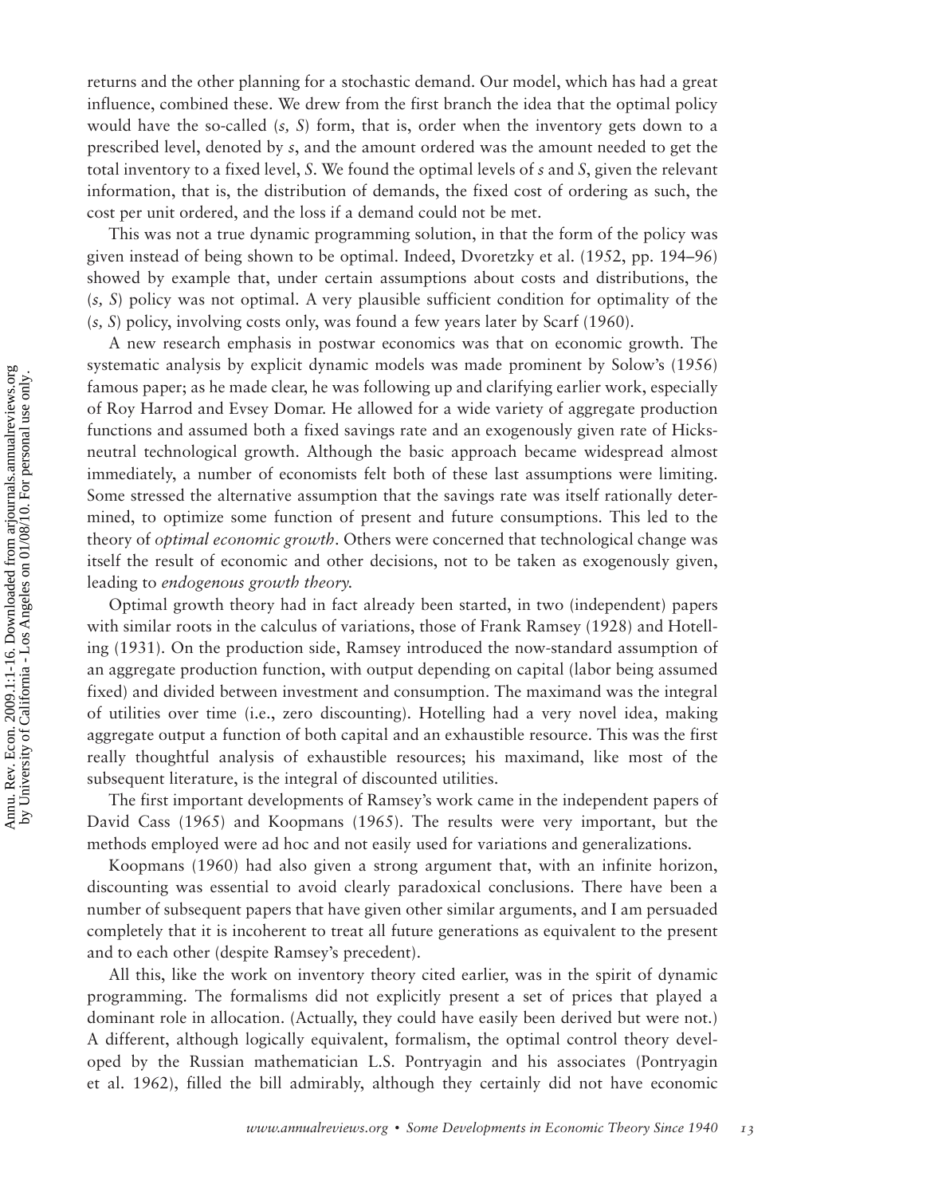returns and the other planning for a stochastic demand. Our model, which has had a great influence, combined these. We drew from the first branch the idea that the optimal policy would have the so-called (*s, S*) form, that is, order when the inventory gets down to a prescribed level, denoted by *s*, and the amount ordered was the amount needed to get the total inventory to a fixed level, *S*. We found the optimal levels of *s* and *S*, given the relevant information, that is, the distribution of demands, the fixed cost of ordering as such, the cost per unit ordered, and the loss if a demand could not be met.

This was not a true dynamic programming solution, in that the form of the policy was given instead of being shown to be optimal. Indeed, Dvoretzky et al. (1952, pp. 194–96) showed by example that, under certain assumptions about costs and distributions, the (*s, S*) policy was not optimal. A very plausible sufficient condition for optimality of the (*s, S*) policy, involving costs only, was found a few years later by Scarf (1960).

A new research emphasis in postwar economics was that on economic growth. The systematic analysis by explicit dynamic models was made prominent by Solow's (1956) famous paper; as he made clear, he was following up and clarifying earlier work, especially of Roy Harrod and Evsey Domar. He allowed for a wide variety of aggregate production functions and assumed both a fixed savings rate and an exogenously given rate of Hicks-neutral technological growth. Although the basic approach became widespread almost immediately, a number of economists felt both of these last assumptions were limiting. Some stressed the alternative assumption that the savings rate was itself rationally determined, to optimize some function of present and future consumptions. This led to the theory of *optimal economic growth*. Others were concerned that technological change was itself the result of economic and other decisions, not to be taken as exogenously given, leading to *endogenous growth theory.*

Optimal growth theory had in fact already been started, in two (independent) papers with similar roots in the calculus of variations, those of Frank Ramsey (1928) and Hotelling (1931). On the production side, Ramsey introduced the now-standard assumption of an aggregate production function, with output depending on capital (labor being assumed fixed) and divided between investment and consumption. The maximand was the integral of utilities over time (i.e., zero discounting). Hotelling had a very novel idea, making aggregate output a function of both capital and an exhaustible resource. This was the first really thoughtful analysis of exhaustible resources; his maximand, like most of the subsequent literature, is the integral of discounted utilities.

The first important developments of Ramsey's work came in the independent papers of David Cass (1965) and Koopmans (1965). The results were very important, but the methods employed were ad hoc and not easily used for variations and generalizations.

Koopmans (1960) had also given a strong argument that, with an infinite horizon, discounting was essential to avoid clearly paradoxical conclusions. There have been a number of subsequent papers that have given other similar arguments, and I am persuaded completely that it is incoherent to treat all future generations as equivalent to the present and to each other (despite Ramsey's precedent).

All this, like the work on inventory theory cited earlier, was in the spirit of dynamic programming. The formalisms did not explicitly present a set of prices that played a dominant role in allocation. (Actually, they could have easily been derived but were not.) A different, although logically equivalent, formalism, the optimal control theory developed by the Russian mathematician L.S. Pontryagin and his associates (Pontryagin et al. 1962), filled the bill admirably, although they certainly did not have economic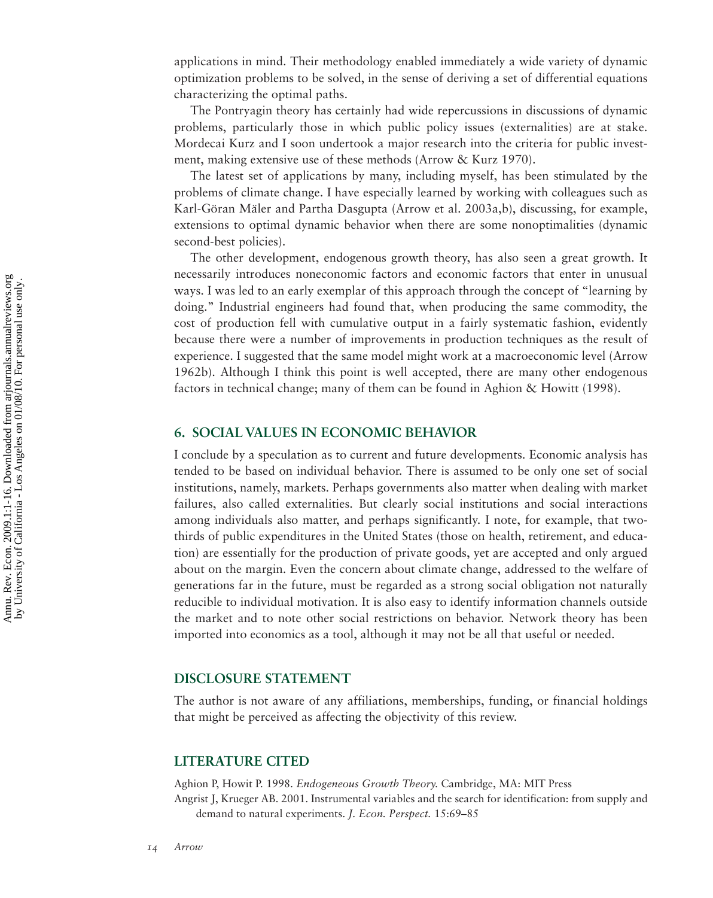applications in mind. Their methodology enabled immediately a wide variety of dynamic optimization problems to be solved, in the sense of deriving a set of differential equations characterizing the optimal paths.

The Pontryagin theory has certainly had wide repercussions in discussions of dynamic problems, particularly those in which public policy issues (externalities) are at stake. Mordecai Kurz and I soon undertook a major research into the criteria for public investment, making extensive use of these methods (Arrow & Kurz 1970).

The latest set of applications by many, including myself, has been stimulated by the problems of climate change. I have especially learned by working with colleagues such as Karl-Göran Mäler and Partha Dasgupta (Arrow et al. 2003a,b), discussing, for example, extensions to optimal dynamic behavior when there are some nonoptimalities (dynamic second-best policies).

The other development, endogenous growth theory, has also seen a great growth. It necessarily introduces noneconomic factors and economic factors that enter in unusual ways. I was led to an early exemplar of this approach through the concept of "learning by doing." Industrial engineers had found that, when producing the same commodity, the cost of production fell with cumulative output in a fairly systematic fashion, evidently because there were a number of improvements in production techniques as the result of experience. I suggested that the same model might work at a macroeconomic level (Arrow 1962b). Although I think this point is well accepted, there are many other endogenous factors in technical change; many of them can be found in Aghion & Howitt (1998).

## 6. SOCIAL VALUES IN ECONOMIC BEHAVIOR

I conclude by a speculation as to current and future developments. Economic analysis has tended to be based on individual behavior. There is assumed to be only one set of social institutions, namely, markets. Perhaps governments also matter when dealing with market failures, also called externalities. But clearly social institutions and social interactions among individuals also matter, and perhaps significantly. I note, for example, that two-thirds of public expenditures in the United States (those on health, retirement, and education) are essentially for the production of private goods, yet are accepted and only argued about on the margin. Even the concern about climate change, addressed to the welfare of generations far in the future, must be regarded as a strong social obligation not naturally reducible to individual motivation. It is also easy to identify information channels outside the market and to note other social restrictions on behavior. Network theory has been imported into economics as a tool, although it may not be all that useful or needed.

## DISCLOSURE STATEMENT

The author is not aware of any affiliations, memberships, funding, or financial holdings that might be perceived as affecting the objectivity of this review.

## LITERATURE CITED

Aghion P, Howit P. 1998. *Endogeneous Growth Theory.* Cambridge, MA: MIT Press

Angrist J, Krueger AB. 2001. Instrumental variables and the search for identification: from supply and demand to natural experiments. *J. Econ. Perspect.* 15:69–85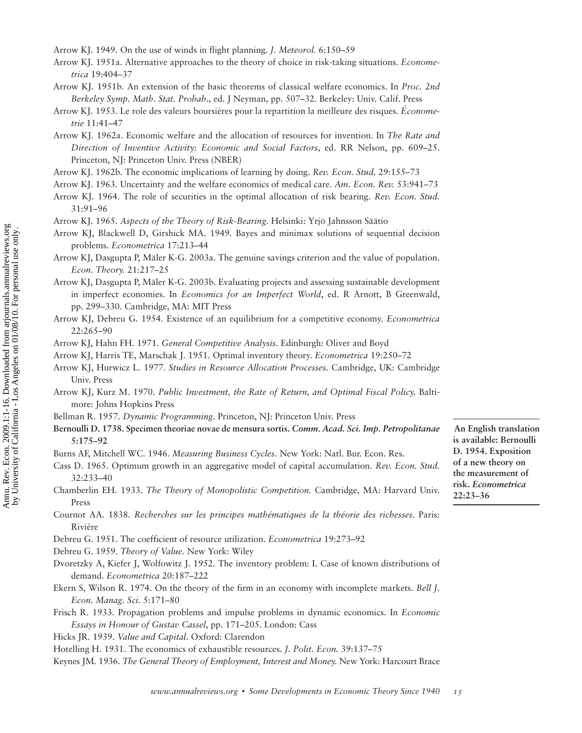Arrow KJ. 1949. On the use of winds in flight planning. *J. Meteorol.* 6:150–59

Arrow KJ. 1951a. Alternative approaches to the theory of choice in risk-taking situations. *Econometrica* 19:404–37

Arrow KJ. 1951b. An extension of the basic theorems of classical welfare economics. In *Proc. 2nd Berkeley Symp. Math. Stat. Probab.*, ed. J Neyman, pp. 507–32. Berkeley: Univ. Calif. Press

Arrow KJ. 1953. Le role des valeurs boursières pour la repartition la meilleure des risques. *Économetrie* 11:41–47

Arrow KJ. 1962a. Economic welfare and the allocation of resources for invention. In *The Rate and Direction of Inventive Activity: Economic and Social Factors*, ed. RR Nelson, pp. 609–25. Princeton, NJ: Princeton Univ. Press (NBER)

Arrow KJ. 1962b. The economic implications of learning by doing. *Rev. Econ. Stud.* 29:155–73

Arrow KJ. 1963. Uncertainty and the welfare economics of medical care. *Am. Econ. Rev.* 53:941–73

Arrow KJ. 1964. The role of securities in the optimal allocation of risk bearing. *Rev. Econ. Stud.* 31:91–96

Arrow KJ. 1965. *Aspects of the Theory of Risk-Bearing*. Helsinki: Yrjö Jahnsson Säätio

Arrow KJ, Blackwell D, Girshick MA. 1949. Bayes and minimax solutions of sequential decision problems. *Econometrica* 17:213–44

Arrow KJ, Dasgupta P, Mäler K-G. 2003a. The genuine savings criterion and the value of population. *Econ. Theory.* 21:217–25

Arrow KJ, Dasgupta P, Mäler K-G. 2003b. Evaluating projects and assessing sustainable development in imperfect economies. In *Economics for an Imperfect World*, ed. R Arnott, B Greenwald, pp. 299–330. Cambridge, MA: MIT Press

Arrow KJ, Debreu G. 1954. Existence of an equilibrium for a competitive economy. *Econometrica* 22:265–90

Arrow KJ, Hahn FH. 1971. *General Competitive Analysis*. Edinburgh: Oliver and Boyd

Arrow KJ, Harris TE, Marschak J. 1951. Optimal inventory theory. *Econometrica* 19:250–72

Arrow KJ, Hurwicz L. 1977. *Studies in Resource Allocation Processes*. Cambridge, UK: Cambridge Univ. Press

Arrow KJ, Kurz M. 1970. *Public Investment, the Rate of Return, and Optimal Fiscal Policy.* Baltimore: Johns Hopkins Press

Bellman R. 1957. *Dynamic Programming*. Princeton, NJ: Princeton Univ. Press

**Bernoulli D. 1738. Specimen theoriae novae de mensura sortis. *Comm. Acad. Sci. Imp. Petropolitanae* 5:175–92**

**An English translation is available: Bernoulli D. 1954. Exposition of a new theory on the measurement of risk. *Econometrica* 22:23–36**

Burns AF, Mitchell WC. 1946. *Measuring Business Cycles*. New York: Natl. Bur. Econ. Res.

Cass D. 1965. Optimum growth in an aggregative model of capital accumulation. *Rev. Econ. Stud.* 32:233–40

Chamberlin EH. 1933. *The Theory of Monopolistic Competition*. Cambridge, MA: Harvard Univ. Press

Cournot AA. 1838. *Recherches sur les principes mathématiques de la théorie des richesses*. Paris: Rivière

Debreu G. 1951. The coefficient of resource utilization. *Econometrica* 19:273–92

Debreu G. 1959. *Theory of Value*. New York: Wiley

Dvoretzky A, Kiefer J, Wolfowitz J. 1952. The inventory problem: I. Case of known distributions of demand. *Econometrica* 20:187–222

Ekern S, Wilson R. 1974. On the theory of the firm in an economy with incomplete markets. *Bell J. Econ. Manag. Sci.* 5:171–80

Frisch R. 1933. Propagation problems and impulse problems in dynamic economics. In *Economic Essays in Honour of Gustav Cassel*, pp. 171–205. London: Cass

Hicks JR. 1939. *Value and Capital*. Oxford: Clarendon

Hotelling H. 1931. The economics of exhaustible resources. *J. Polit. Econ.* 39:137–75

Keynes JM. 1936. *The General Theory of Employment, Interest and Money.* New York: Harcourt Brace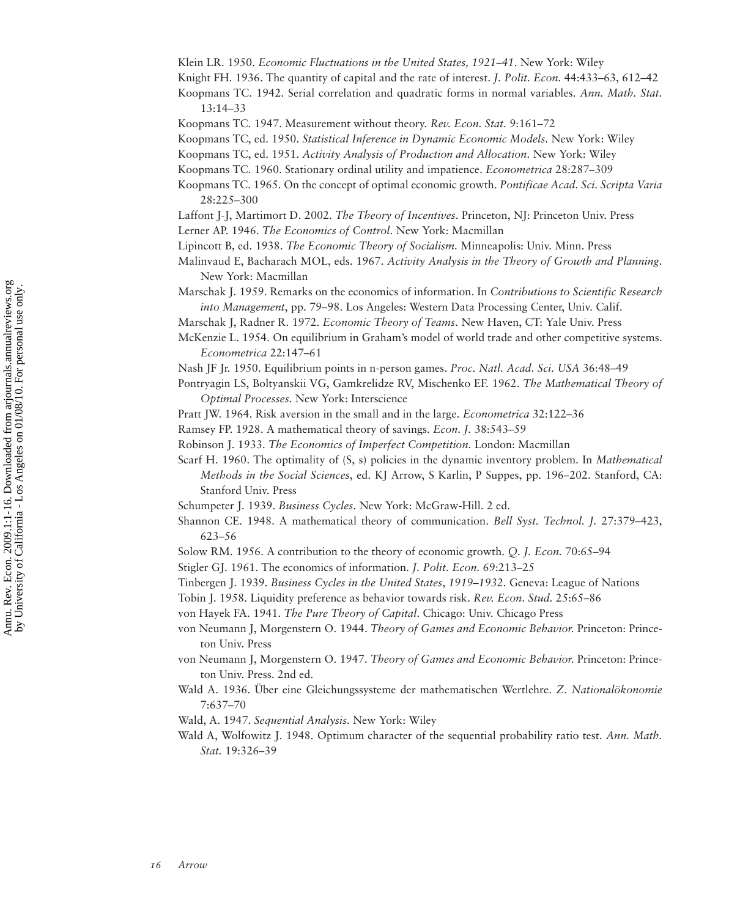Klein LR. 1950. *Economic Fluctuations in the United States, 1921–41*. New York: Wiley

Knight FH. 1936. The quantity of capital and the rate of interest. *J. Polit. Econ.* 44:433–63, 612–42

Koopmans TC. 1942. Serial correlation and quadratic forms in normal variables. *Ann. Math. Stat.* 13:14–33

Koopmans TC. 1947. Measurement without theory. *Rev. Econ. Stat.* 9:161–72

Koopmans TC, ed. 1950. *Statistical Inference in Dynamic Economic Models*. New York: Wiley

Koopmans TC, ed. 1951. *Activity Analysis of Production and Allocation*. New York: Wiley

Koopmans TC. 1960. Stationary ordinal utility and impatience. *Econometrica* 28:287–309

Koopmans TC. 1965. On the concept of optimal economic growth. *Pontificae Acad. Sci. Scripta Varia* 28:225–300

Laffont J-J, Martimort D. 2002. *The Theory of Incentives*. Princeton, NJ: Princeton Univ. Press

Lerner AP. 1946. *The Economics of Control*. New York: Macmillan

Lipincott B, ed. 1938. *The Economic Theory of Socialism*. Minneapolis: Univ. Minn. Press

Malinvaud E, Bacharach MOL, eds. 1967. *Activity Analysis in the Theory of Growth and Planning*. New York: Macmillan

Marschak J. 1959. Remarks on the economics of information. In *Contributions to Scientific Research into Management*, pp. 79–98. Los Angeles: Western Data Processing Center, Univ. Calif.

Marschak J, Radner R. 1972. *Economic Theory of Teams*. New Haven, CT: Yale Univ. Press

McKenzie L. 1954. On equilibrium in Graham's model of world trade and other competitive systems. *Econometrica* 22:147–61

Nash JF Jr. 1950. Equilibrium points in n-person games. *Proc. Natl. Acad. Sci. USA* 36:48–49

Pontryagin LS, Boltyanskii VG, Gamkrelidze RV, Mischenko EF. 1962. *The Mathematical Theory of Optimal Processes*. New York: Interscience

Pratt JW. 1964. Risk aversion in the small and in the large. *Econometrica* 32:122–36

Ramsey FP. 1928. A mathematical theory of savings. *Econ. J.* 38:543–59

Robinson J. 1933. *The Economics of Imperfect Competition*. London: Macmillan

Scarf H. 1960. The optimality of (S, s) policies in the dynamic inventory problem. In *Mathematical Methods in the Social Sciences*, ed. KJ Arrow, S Karlin, P Suppes, pp. 196–202. Stanford, CA: Stanford Univ. Press

Schumpeter J. 1939. *Business Cycles*. New York: McGraw-Hill. 2 ed.

Shannon CE. 1948. A mathematical theory of communication. *Bell Syst. Technol. J.* 27:379–423, 623–56

Solow RM. 1956. A contribution to the theory of economic growth. *Q. J. Econ.* 70:65–94

Stigler GJ. 1961. The economics of information. *J. Polit. Econ.* 69:213–25

Tinbergen J. 1939. *Business Cycles in the United States, 1919–1932*. Geneva: League of Nations

Tobin J. 1958. Liquidity preference as behavior towards risk. *Rev. Econ. Stud.* 25:65–86

von Hayek FA. 1941. *The Pure Theory of Capital*. Chicago: Univ. Chicago Press

von Neumann J, Morgenstern O. 1944. *Theory of Games and Economic Behavior*. Princeton: Princeton Univ. Press

von Neumann J, Morgenstern O. 1947. *Theory of Games and Economic Behavior*. Princeton: Princeton Univ. Press. 2nd ed.

Wald A. 1936. Über eine Gleichungssysteme der mathematischen Wertlehre. *Z. Nationalökonomie* 7:637–70

Wald, A. 1947. *Sequential Analysis*. New York: Wiley

Wald A, Wolfowitz J. 1948. Optimum character of the sequential probability ratio test. *Ann. Math. Stat.* 19:326–39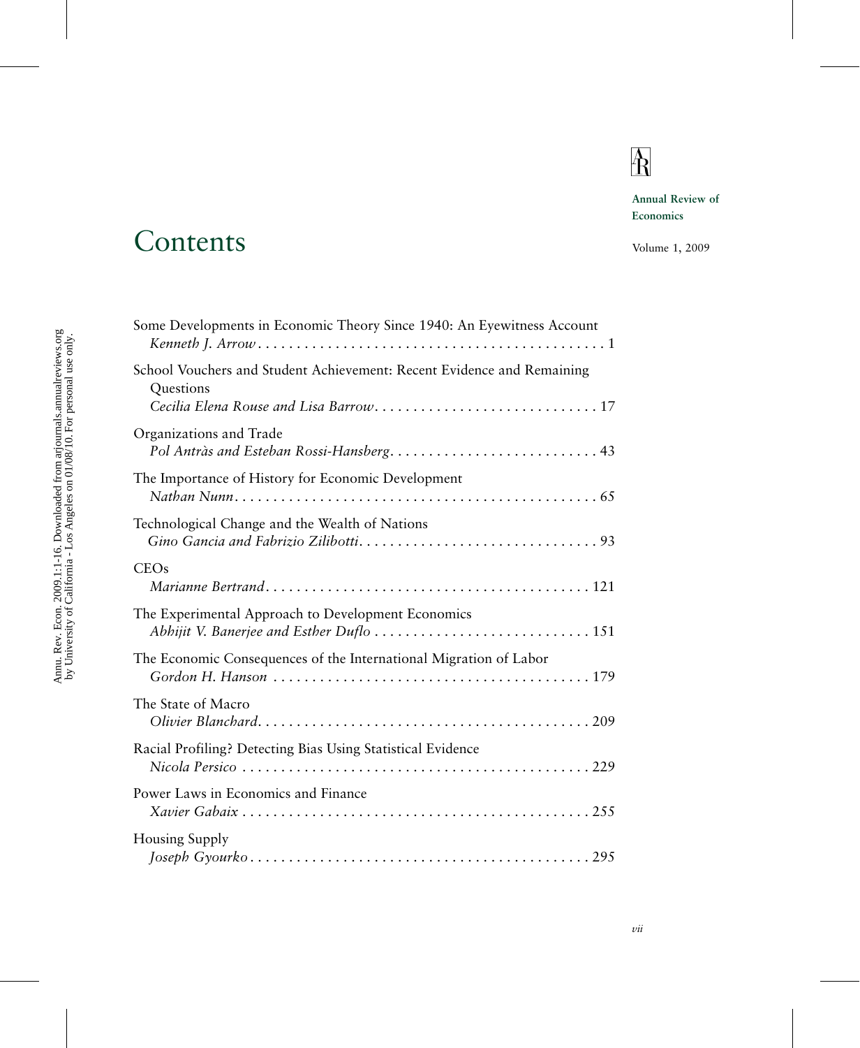Annual Review of Economics

Volume 1, 2009

# Contents

Some Developments in Economic Theory Since 1940: An Eyewitness Account
*Kenneth J. Arrow* . . . . . . . . . . . . . . . . . . . . . . . . . . . . . . . . . . . . . . . . . . . . . 1

School Vouchers and Student Achievement: Recent Evidence and Remaining Questions
*Cecilia Elena Rouse and Lisa Barrow* . . . . . . . . . . . . . . . . . . . . . . . . . . . . . 17

Organizations and Trade
*Pol Antràs and Esteban Rossi-Hansberg* . . . . . . . . . . . . . . . . . . . . . . . . . . . 43

The Importance of History for Economic Development
*Nathan Nunn* . . . . . . . . . . . . . . . . . . . . . . . . . . . . . . . . . . . . . . . . . . . . . . 65

Technological Change and the Wealth of Nations
*Gino Gancia and Fabrizio Zilibotti* . . . . . . . . . . . . . . . . . . . . . . . . . . . . . . . 93

CEOs
*Marianne Bertrand* . . . . . . . . . . . . . . . . . . . . . . . . . . . . . . . . . . . . . . . . . 121

The Experimental Approach to Development Economics
*Abhijit V. Banerjee and Esther Duflo* . . . . . . . . . . . . . . . . . . . . . . . . . . . . 151

The Economic Consequences of the International Migration of Labor
*Gordon H. Hanson* . . . . . . . . . . . . . . . . . . . . . . . . . . . . . . . . . . . . . . . . 179

The State of Macro
*Olivier Blanchard* . . . . . . . . . . . . . . . . . . . . . . . . . . . . . . . . . . . . . . . . . . 209

Racial Profiling? Detecting Bias Using Statistical Evidence
*Nicola Persico* . . . . . . . . . . . . . . . . . . . . . . . . . . . . . . . . . . . . . . . . . . . . 229

Power Laws in Economics and Finance
*Xavier Gabaix* . . . . . . . . . . . . . . . . . . . . . . . . . . . . . . . . . . . . . . . . . . . . 255

Housing Supply
*Joseph Gyourko* . . . . . . . . . . . . . . . . . . . . . . . . . . . . . . . . . . . . . . . . . . . 295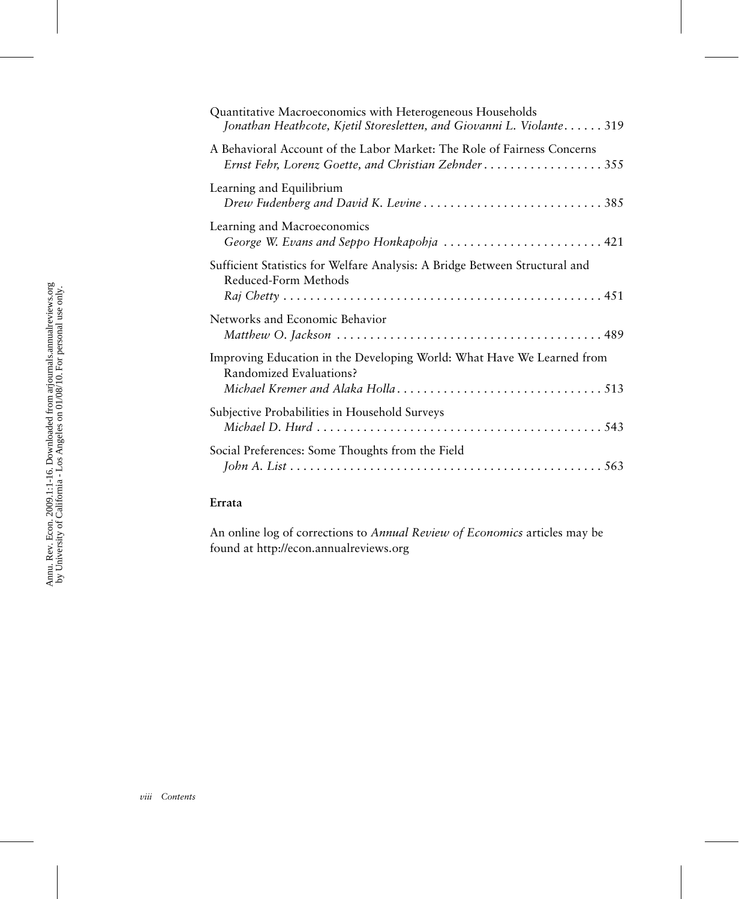Quantitative Macroeconomics with Heterogeneous Households
*Jonathan Heathcote, Kjetil Storesletten, and Giovanni L. Violante* . . . . . . 319

A Behavioral Account of the Labor Market: The Role of Fairness Concerns
*Ernst Fehr, Lorenz Goette, and Christian Zehnder* . . . . . . . . . . . . . . . . . . 355

Learning and Equilibrium
*Drew Fudenberg and David K. Levine* . . . . . . . . . . . . . . . . . . . . . . . . . . . 385

Learning and Macroeconomics
*George W. Evans and Seppo Honkapohja* . . . . . . . . . . . . . . . . . . . . . . . . 421

Sufficient Statistics for Welfare Analysis: A Bridge Between Structural and Reduced-Form Methods
*Raj Chetty* . . . . . . . . . . . . . . . . . . . . . . . . . . . . . . . . . . . . . . . . . . . . . . . . 451

Networks and Economic Behavior
*Matthew O. Jackson* . . . . . . . . . . . . . . . . . . . . . . . . . . . . . . . . . . . . . . . . 489

Improving Education in the Developing World: What Have We Learned from Randomized Evaluations?
*Michael Kremer and Alaka Holla* . . . . . . . . . . . . . . . . . . . . . . . . . . . . . . . 513

Subjective Probabilities in Household Surveys
*Michael D. Hurd* . . . . . . . . . . . . . . . . . . . . . . . . . . . . . . . . . . . . . . . . . . . 543

Social Preferences: Some Thoughts from the Field
*John A. List* . . . . . . . . . . . . . . . . . . . . . . . . . . . . . . . . . . . . . . . . . . . . . . 563

**Errata**

An online log of corrections to *Annual Review of Economics* articles may be found at http://econ.annualreviews.org